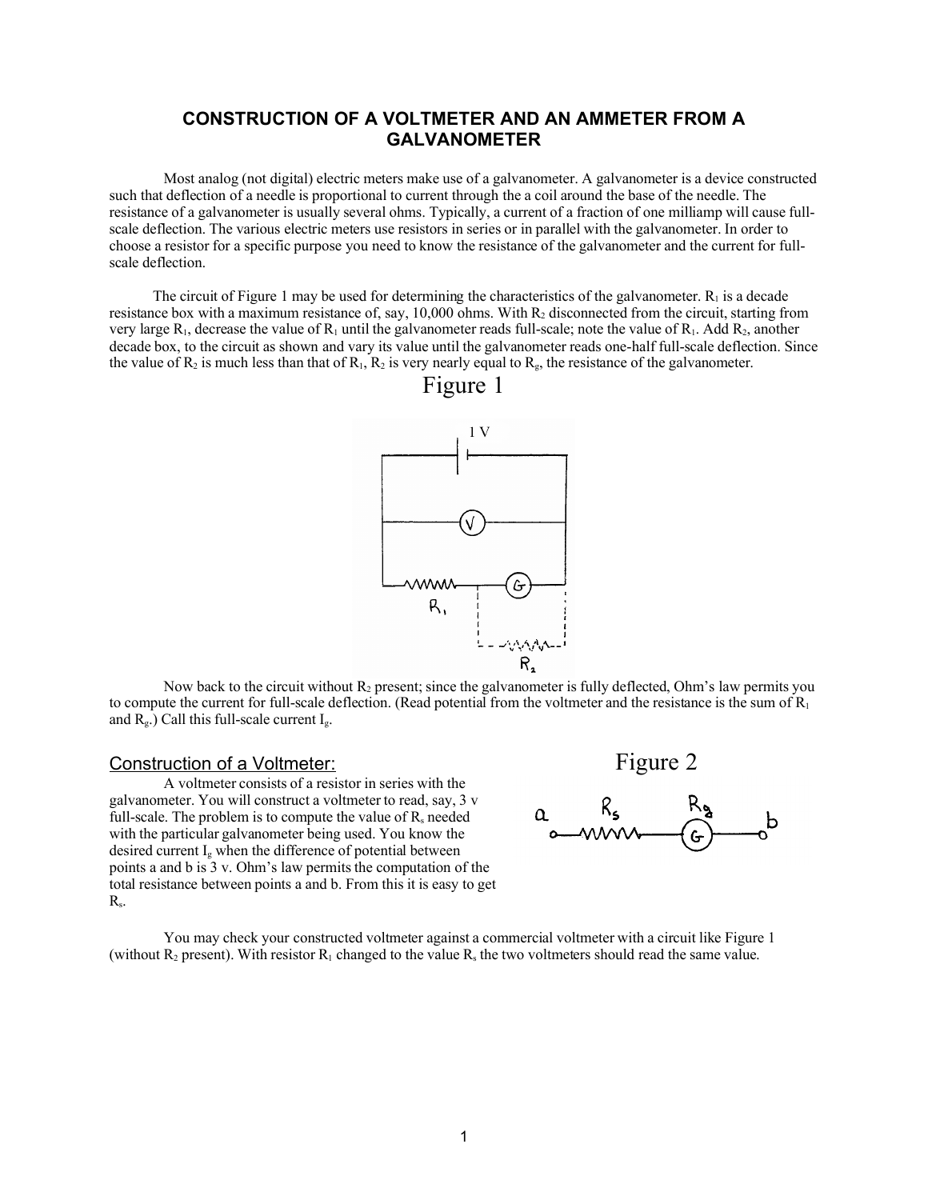# CONSTRUCTION OF A VOLTMETER AND AN AMMETER FROM A GALVANOMETER

Most analog (not digital) electric meters make use of a galvanometer. A galvanometer is a device constructed such that deflection of a needle is proportional to current through the a coil around the base of the needle. The resistance of a galvanometer is usually several ohms. Typically, a current of a fraction of one milliamp will cause full-scale deflection. The various electric meters use resistors in series or in parallel with the galvanometer. In order to choose a resistor for a specific purpose you need to know the resistance of the galvanometer and the current for full-scale deflection.

The circuit of Figure 1 may be used for determining the characteristics of the galvanometer. $R_1$ is a decade resistance box with a maximum resistance of, say, 10,000 ohms. With $R_2$ disconnected from the circuit, starting from very large $R_1$, decrease the value of $R_1$ until the galvanometer reads full-scale; note the value of $R_1$. Add $R_2$, another decade box, to the circuit as shown and vary its value until the galvanometer reads one-half full-scale deflection. Since the value of $R_2$ is much less than that of $R_1$, $R_2$ is very nearly equal to $R_g$, the resistance of the galvanometer.

Figure 1

Now back to the circuit without $R_2$ present; since the galvanometer is fully deflected, Ohm's law permits you to compute the current for full-scale deflection. (Read potential from the voltmeter and the resistance is the sum of $R_1$ and $R_g$.) Call this full-scale current $I_g$.

## Construction of a Voltmeter:

A voltmeter consists of a resistor in series with the galvanometer. You will construct a voltmeter to read, say, 3 v full-scale. The problem is to compute the value of $R_s$ needed with the particular galvanometer being used. You know the desired current $I_g$ when the difference of potential between points a and b is 3 v. Ohm's law permits the computation of the total resistance between points a and b. From this it is easy to get $R_s$.

Figure 2

You may check your constructed voltmeter against a commercial voltmeter with a circuit like Figure 1 (without $R_2$ present). With resistor $R_1$ changed to the value $R_s$ the two voltmeters should read the same value.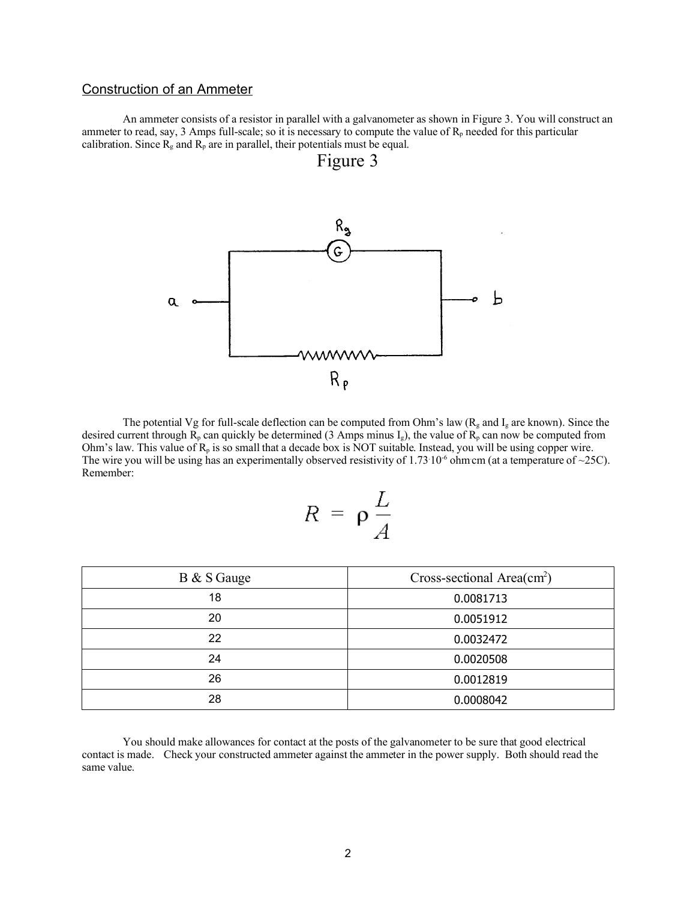## Construction of an Ammeter

An ammeter consists of a resistor in parallel with a galvanometer as shown in Figure 3. You will construct an ammeter to read, say, 3 Amps full-scale; so it is necessary to compute the value of $R_p$ needed for this particular calibration. Since $R_g$ and $R_p$ are in parallel, their potentials must be equal.

Figure 3

$R_g$

G

a

b

$R_p$

The potential Vg for full-scale deflection can be computed from Ohm's law ($R_g$ and $I_g$ are known). Since the desired current through $R_p$ can quickly be determined (3 Amps minus $I_g$), the value of $R_p$ can now be computed from Ohm's law. This value of $R_p$ is so small that a decade box is NOT suitable. Instead, you will be using copper wire. The wire you will be using has an experimentally observed resistivity of $1.73 \cdot 10^{-6}$ ohm·cm (at a temperature of ~25C). Remember:

$$R = \rho \frac{L}{A}$$

| B & S Gauge | Cross-sectional Area($cm^2$) |
| --- | --- |
| 18 | 0.0081713 |
| 20 | 0.0051912 |
| 22 | 0.0032472 |
| 24 | 0.0020508 |
| 26 | 0.0012819 |
| 28 | 0.0008042 |

You should make allowances for contact at the posts of the galvanometer to be sure that good electrical contact is made. Check your constructed ammeter against the ammeter in the power supply. Both should read the same value.